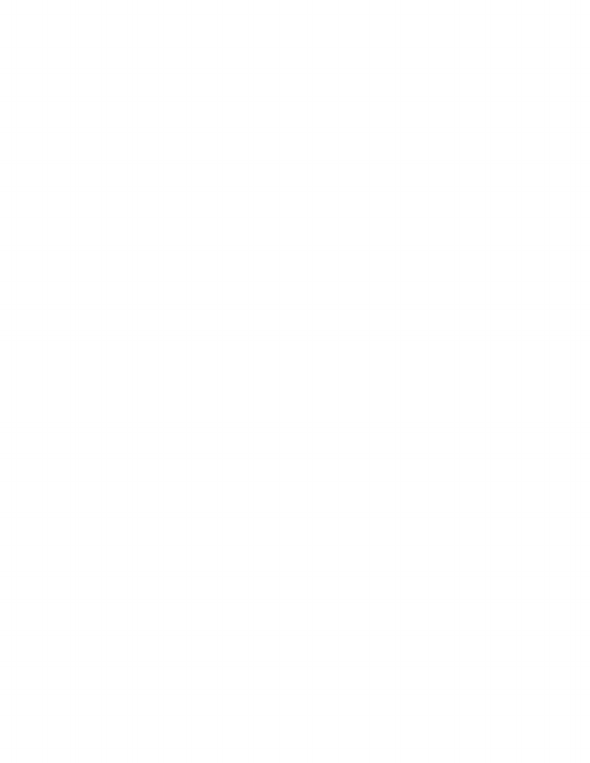## **BOARD OF SELECTMEN AND SEWER COMMISIONER'S MEETING**

**December 7, 2015 Francis Faulkner Room 204 Regular Meeting 7:00 PM**

Present: Katie Green, Peter J. Berry, Janet K. Adachi, Franny Osman, Chingsung Chang, Town Manager Steven Ledoux, Town Counsel Nina Pickering-Cook, and Lisa Tomyl, Recording Secretary Mr. Berry arrived at 7:07 PM Chairman Green opened the meeting at 7:00 PM

### **Citizens' Concerns**

None

## **Chairman's Update and Operational Update:**

Ms. Green: Hoped everyone had a Happy Thanksgiving and wished those celebrating tonight a Happy Hannukah. Holiday light contest on December  $17<sup>th</sup>$ . Santa Ride and Food Drive on December  $12<sup>th</sup>$  in a vintage fire truck led and sponsored by the Acton Fire Department. Families can request a visit from Mrs. Claus if they are not able to greet Santa during his ride.

Mr. Ledoux: Announced Mathew Selby of Upton had been offered and accepted the Land Use Economic Development Director position. "Selby" begins January 4, 2016. Special Selectmen meeting was held on November 19<sup>th</sup> to approve application for Associated Environmental Systems for a tax break at the state level. Next Board meeting is December 21, when he will be presenting the FY17 municipal budget.

### **Public Hearings and Appointments**

Acton Boxborough United Way Community Needs Assessment: Presentation by Patty Higgins, ABUW Chairman,of summary of the Community Needs Assessment results. Full report is available at www.ABUW.org. 25% of population earns under 50K. Top issues are stress across population; isolation; lack of information or knowledge of how to find. In elementary schools, more kids qualify for free lunch; at high school, growing mental health and substance abuse issues; insufficient programs/services postemergency-room. Young adults don't receive much attention; opiates a problem. Stress in families due to the cost of higher education, even in affluent homes; and due to food needs for challenged families. Mr. Berry asked if circumstances were improving: yes, but some issues remain; the study is a good tool for the Town and ABUW to help each other. Ms. Osman asked if there were a way to determine whether any of the 25% with income under 50K overlapped with the 23% of apartment-rentals. Ms. Green, who was involved in the study, said it was a good experience, generated good information.

Site Plan Special Permit #09/11/2015 - 457, Ryan Development: Kevin Erikson, representative from Ryan Development, LLC, Katie Enright, Howard Stein Hudson Architects, and Mark Johnson, attorney; Kristen Guichard, Assistant Town Planner. Hearing continued from 11/2. Ms. Green read the public hearing Board of Selectmen December 7, 2015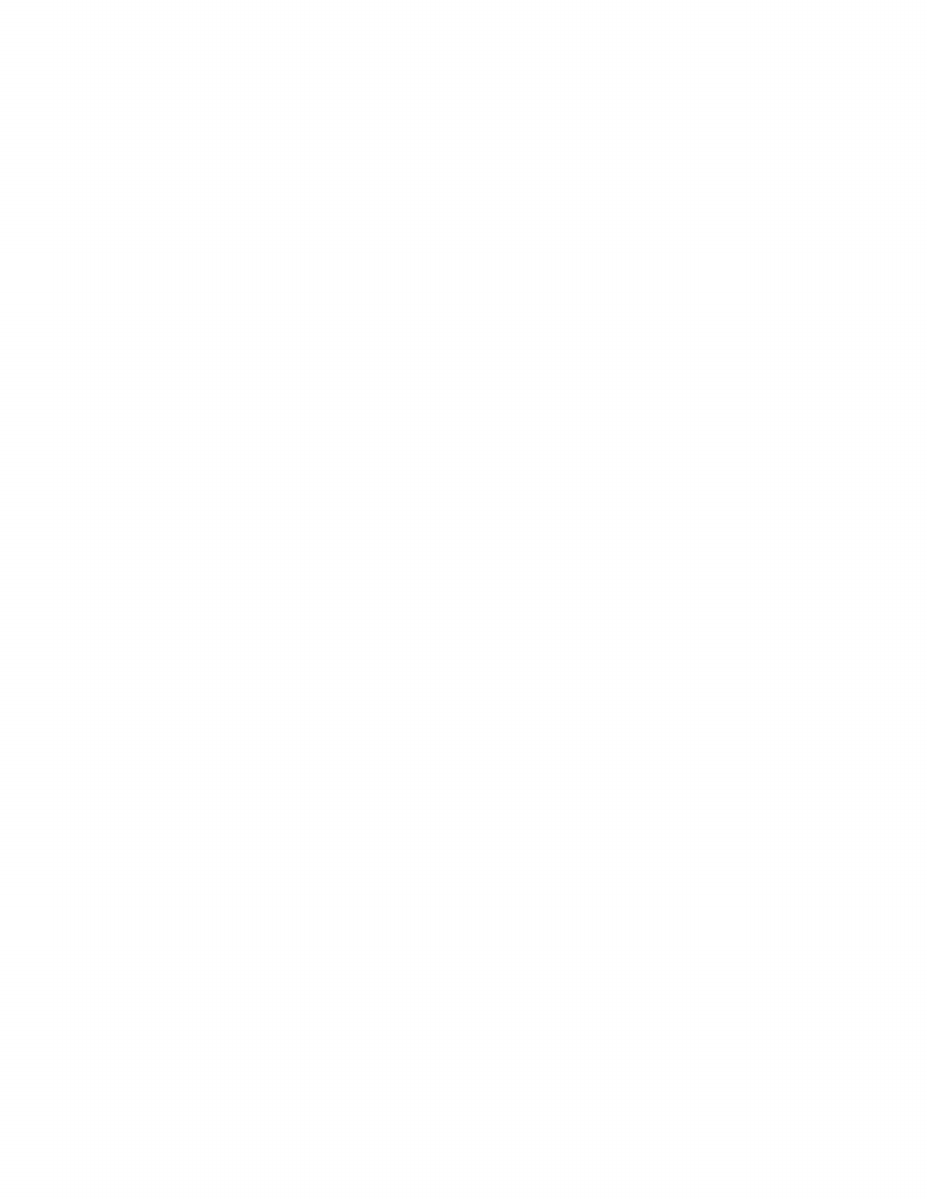notice. Since the last meeting, when the Board received the applicant's updated materials very late just prior to the meeting, the applicant has received, reviewed and addressed departmental comments,. including Planning and Engineering Department comments. Mr. Erikson went through the applicant's responses:

## 1) Planning Department

- Sidewalk: Applicant compliant with zoning bylaw

- Hardscape plaza: Zoning bylaw doesn't say it can't be by the driveway. For the Panera Bread application, the Planning Department said that due to the percentage of structure, there was no need for a pedestrian plaza.

- Landscaping: Applicant added.
- Firepit with 30-foot setback: Doesn't qualify as 'structure" under bylaw.
- Bike racks: Placed in front of building in revised plan.
- Parking space: Removed.
- 2 accesses: Project won't touch drives at all.
- Landscape buffer: Applicant created 20-foot-deep buffer.

#### 2) Engineeering

- Sewer privilege fee: Applicant will agree to; proposed grease traps okay.
- Drainage: Provided required conversation factor.

3) Design Review Board

- Building not parallel to street: Applicant has explained that that placement is not possible. Proposed canopy will be parallel.

- Hardscape plaza: DRB doesn't like and applicant doesn't, either.

4) Acton Water District: Applicant has no issue with AWD comments.

Ms. Green noted that the Board was likely to request another continuance. Ms. Adachi requested clarification from the Planning Department of the zoning provisions requiring the hardscape, and from the applicant of its lease area, which precluded the applicant's shifting the building position, and alteration/elimination of the current curb cuts; the lease area encompasses only the proposed building, barely extending beyond the south end and excluding the parking and accesses, which are shared. Ms. Adachi asked if the bollards were the only barriers for the outside patio: yes, with chains. Mr. Berry questioned the applicant's claim that traffic would decline relative to the former use as a McDonald's restaurant, and reiterated the request to the Planning Department for clarification of the hardscape requirement. Ms. Osman expressed a wish that the applicant and Planning Department work together in anticipation of the proposed zoning bylaw amendments that would go before 2016 Town Meeting; the applicant confirmed that it already was leasing, was going through due diligence and thereafter would start construction. Mr. Chang asked when the applicant expected to open: as soon as possible;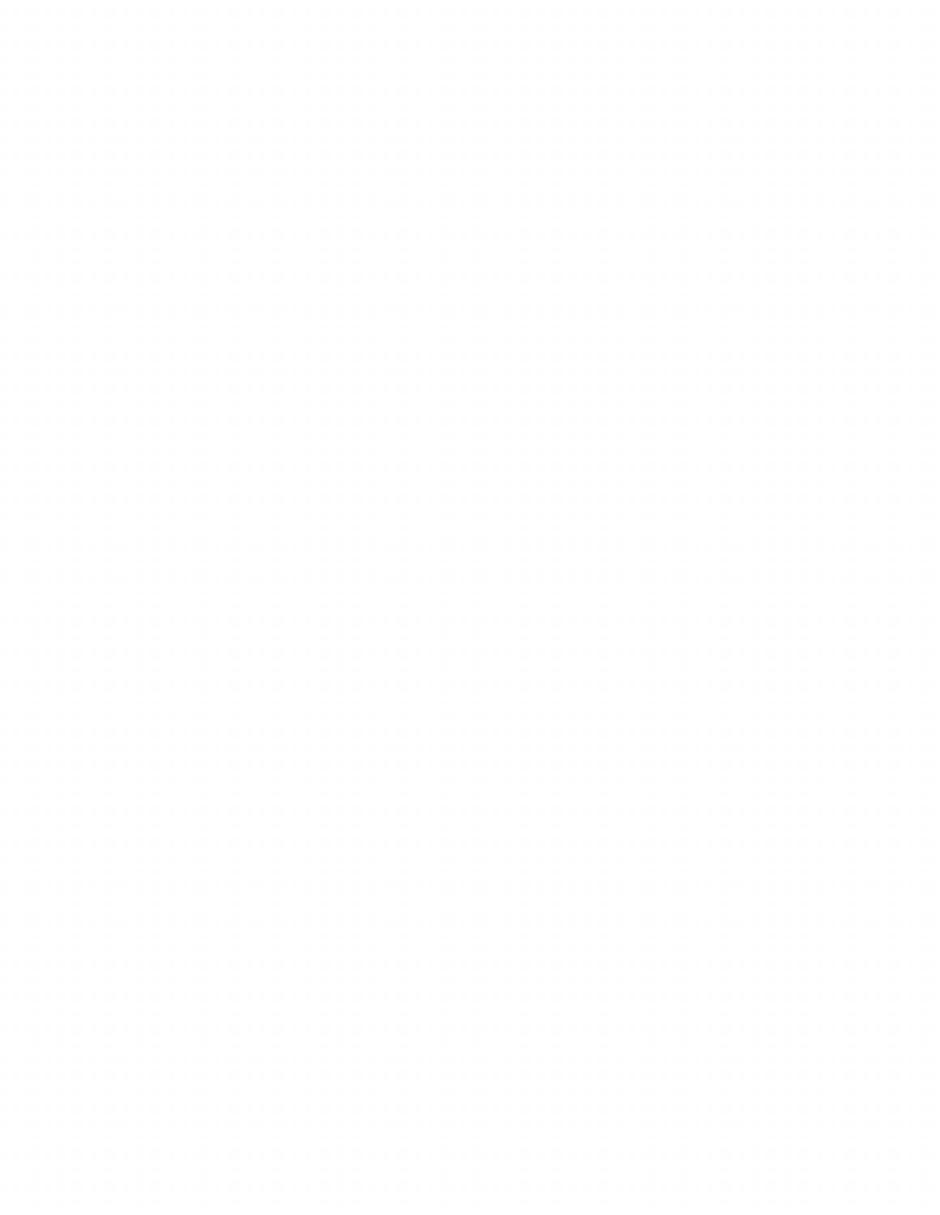Mr. Chang said he would have preferred to address the site in its entirety rather than just the one corner that a larger-scale project in the future would not be able to touch.

Ms. Guichard provided some history for the project. The Planning Department typically suggests that developers have a pre-application meeting with Planning, and made that suggestion to the applicant, but the applicant did not pursue the meeting. Planning then discovered that the former Zoning Enforcement Officer had erred in concluding that no hardscape was necessary for the Panera project. The zoning bylaw states that the hardscape must be on the side of the building; the applicant's proposal to extend the colonnade within the 40 feet setback would not have qualified as an extension of the building itself, with walls on all sides. Ms. Guichard noted that the Board did not issue a decision on the Panera project. Mr. Berry clarified that the purpose of the hardscape plaza was to help the applicant meet the 60% frontage requirement that the proposed building would not satisfy. Ms. Adachi asked if there were any alternative for meeting the frontage requirement, other than a pedestrian plaza or an expanded building: no. Mr. Chang criticized the zoning bylaw for burdening lessees.

Mr. Erikson noted that the applicant had removed the one proposed parking space because it opened up the applicant to the perception that it was seeking to modify the access.

Jim Snyder-Grant, Half Moon Hill: suggests changing the name to 111 Grill since it is already located right at Route 111. Kelley's Corner is a bike-parking wasteland. The intent of the bike-parking bylaw is to change the current situation. The plan states one bicycle spot per 20 parking spaces, or 15 bike spaces for the entire parcel of 286 parking spaces. But perhaps the Board's approval of the project will require a variance to allow a smaller number of bike-parking spaces. In the alternative, a calculation based on proposed seating, 63 or 80, yields 4 bike spaces. The plan currently shows 3 spaces. Ms. Green asked why the calculation of bike spaces involved looking at the application rather than the entire lot; Ms. Guichard said that the limits of the project, in this case, the seating, determined the require number of bike spaces.

Mark Johnson, Ryan Development LLC – distributed to the Board copies of the zoning bylaw provision, Section 5.6.3.2, regarding Kelley's Corner pedestrian plazas. Mr. Johnson reviewed the bylaw description of pedestrian plazas, noting that the bylaw did not say that the plaza had to be adjacent to or touching the building, but only at the side of the building, which the applicant's proposed hardscape would be. Mr. Johnson also focused on the bylaw definition of "lot," stating that the former ZEO's interpretation had been correct in determining the 60% frontage requirement based on the lease area rather than entire lot; Mr. Johnson also cited some MA court decisions that supported his conclusion. Ms. Green requested a continuance, Mr. Berry requested that Town Counsel follow up with the cited court decisions. Ms. Adachi move to approve a continuance to January 25, 2016, with staff comments to be available by January 4, 2016, and with no extension of the 90-day decision deadline, Mr. Berry seconded, 4 Ayes, 1 Nay (Mr. Chang)

Board of Assessors Tax Classification Hearing: Brian McMullen, Chief Assessor, presented the recommendation of the Board of Assessors Tax Classification recommendation.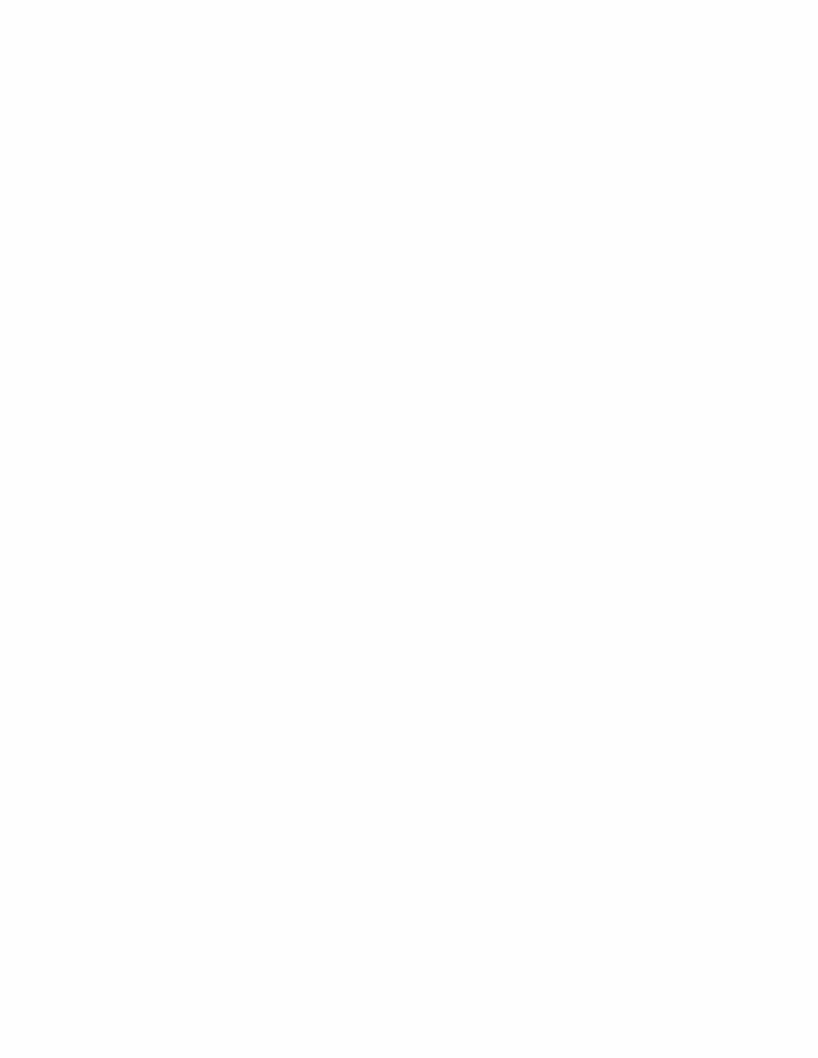Ms. Adachi move to adopt a residential factor of 1.0 resulting in a Uniform Tax Rate of \$19.23, Ms. Osman seconded. All Ayes (5-0)

Ms. Adachi moved to not grant an Open Space Discount, Ms. Osman seconded. All Ayes (5-0) Ms. Adachi moved to not adopt a Residential Exemption, Ms. Osman seconded. All Ayes (5-0) Ms. Adachi moved to not adopt a Small Commercial Exemption, Ms. Osman seconded. All Ayes (5-0)

Transfer of Stock, Indoor Sports Management: Tom Moore, owner, representing Indoor Sports Management, Inc. Ms. Adachi move to approve the transfer of stock, Mr. Chang second. All ayes (4-0)

### Selectmen's Business

Approve Land Stewardship Committee Mission Statement: Ms. Adachi presented a history of the Land Stewardship Committee which long had been operating as essentially a subcommittee of the Conservation Commission without formal authorization by the Board. Board approval required the creation of a mission statement, an endeavor that started in 2009 and after years of debate, editing, Town Counsel review and further debate, has received the approval of the LSC and the Conservation Commission and now is ready for the Board's approval. . Ms. Osman asked if LSC members are considered land stewards; Mr. Snyder-Grant refers to the committee members as land stewards. Ms. Adachi move to approve the Land Stewardship Committee mission statement, Ms. Osman second, All Ayes (5-0)

Discussion of Proposed Acton-Boxborough Regional District Capital Planning Committee: Ms. Green explained that Superintendent Glenn Brand had asked the Selectmen to nominate 2 people for the AB Capital Planning Committee,. Boxborough designated 2 Finance Committee members as their representatives. Mr. Ledoux commented that he has not seen a charge for this committee and that there will be further discussion at the Acton Leadership Group on Thursday.

Update on Minuteman Regional Technical High School: Ms. Adachi gave an update and sought feedback about the latest proposed additions to the MRVTHS amended regional agreement and the possibility of a special town meeting in February to approve the regional agreement. The latest proposed amendments result from the 12/2 meeting of the member-community Selectmen-representatives (for further detail, see Ms. Adachi's Selectman's Report for 12/7). Mr. Ledoux said that the Town Moderator will be out of town until mid-March so a substitute moderator would be necessary, and the Town would need the draft language for the article. The Board was not prepared to call a Special Town Meeting just yet; and Ms. Green did not care for the proposed host-community payment to Lincoln.

## Selectmen's **Reports:**

Selectmen Reports are included in the agenda packet on docushare. There were no questions.

# Consent **Agenda**

Ms. Osman held item 9.

Mr. Chang move to approve consent items  $8$ ,  $10 - 17$ , Mr. Berry seconded., seconded. All Ayes (5-0) Mr. Chang moved to approve item 9, Mr. Berry seconded. All Ayes (5-0)